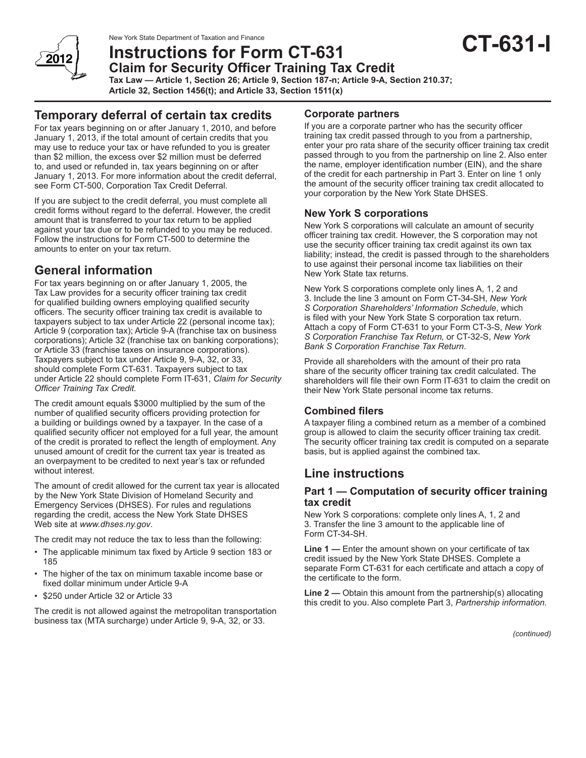New York State Department of Taxation and Finance

# Instructions for Form CT-631

# CT-631-I

## Claim for Security Officer Training Tax Credit

**Tax Law — Article 1, Section 26; Article 9, Section 187-n; Article 9-A, Section 210.37; Article 32, Section 1456(t); and Article 33, Section 1511(x)**

## Temporary deferral of certain tax credits

For tax years beginning on or after January 1, 2010, and before January 1, 2013, if the total amount of certain credits that you may use to reduce your tax or have refunded to you is greater than $2 million, the excess over $2 million must be deferred to, and used or refunded in, tax years beginning on or after January 1, 2013. For more information about the credit deferral, see Form CT-500, Corporation Tax Credit Deferral.

If you are subject to the credit deferral, you must complete all credit forms without regard to the deferral. However, the credit amount that is transferred to your tax return to be applied against your tax due or to be refunded to you may be reduced. Follow the instructions for Form CT-500 to determine the amounts to enter on your tax return.

## General information

For tax years beginning on or after January 1, 2005, the Tax Law provides for a security officer training tax credit for qualified building owners employing qualified security officers. The security officer training tax credit is available to taxpayers subject to tax under Article 22 (personal income tax); Article 9 (corporation tax); Article 9-A (franchise tax on business corporations); Article 32 (franchise tax on banking corporations); or Article 33 (franchise taxes on insurance corporations). Taxpayers subject to tax under Article 9, 9-A, 32, or 33, should complete Form CT-631. Taxpayers subject to tax under Article 22 should complete Form IT-631, *Claim for Security Officer Training Tax Credit*.

The credit amount equals $3000 multiplied by the sum of the number of qualified security officers providing protection for a building or buildings owned by a taxpayer. In the case of a qualified security officer not employed for a full year, the amount of the credit is prorated to reflect the length of employment. Any unused amount of credit for the current tax year is treated as an overpayment to be credited to next year's tax or refunded without interest.

The amount of credit allowed for the current tax year is allocated by the New York State Division of Homeland Security and Emergency Services (DHSES). For rules and regulations regarding the credit, access the New York State DHSES Web site at *www.dhses.ny.gov*.

The credit may not reduce the tax to less than the following:

- The applicable minimum tax fixed by Article 9 section 183 or 185
- The higher of the tax on minimum taxable income base or fixed dollar minimum under Article 9-A
- $250 under Article 32 or Article 33

The credit is not allowed against the metropolitan transportation business tax (MTA surcharge) under Article 9, 9-A, 32, or 33.

### Corporate partners

If you are a corporate partner who has the security officer training tax credit passed through to you from a partnership, enter your pro rata share of the security officer training tax credit passed through to you from the partnership on line 2. Also enter the name, employer identification number (EIN), and the share of the credit for each partnership in Part 3. Enter on line 1 only the amount of the security officer training tax credit allocated to your corporation by the New York State DHSES.

### New York S corporations

New York S corporations will calculate an amount of security officer training tax credit. However, the S corporation may not use the security officer training tax credit against its own tax liability; instead, the credit is passed through to the shareholders to use against their personal income tax liabilities on their New York State tax returns.

New York S corporations complete only lines A, 1, 2 and 3. Include the line 3 amount on Form CT-34-SH, *New York S Corporation Shareholders' Information Schedule*, which is filed with your New York State S corporation tax return. Attach a copy of Form CT-631 to your Form CT-3-S, *New York S Corporation Franchise Tax Return,* or CT-32-S, *New York Bank S Corporation Franchise Tax Return*.

Provide all shareholders with the amount of their pro rata share of the security officer training tax credit calculated. The shareholders will file their own Form IT-631 to claim the credit on their New York State personal income tax returns.

### Combined filers

A taxpayer filing a combined return as a member of a combined group is allowed to claim the security officer training tax credit. The security officer training tax credit is computed on a separate basis, but is applied against the combined tax.

## Line instructions

### Part 1 — Computation of security officer training tax credit

New York S corporations: complete only lines A, 1, 2 and 3. Transfer the line 3 amount to the applicable line of Form CT-34-SH.

**Line 1 —** Enter the amount shown on your certificate of tax credit issued by the New York State DHSES. Complete a separate Form CT-631 for each certificate and attach a copy of the certificate to the form.

**Line 2 —** Obtain this amount from the partnership(s) allocating this credit to you. Also complete Part 3, *Partnership information.*

*(continued)*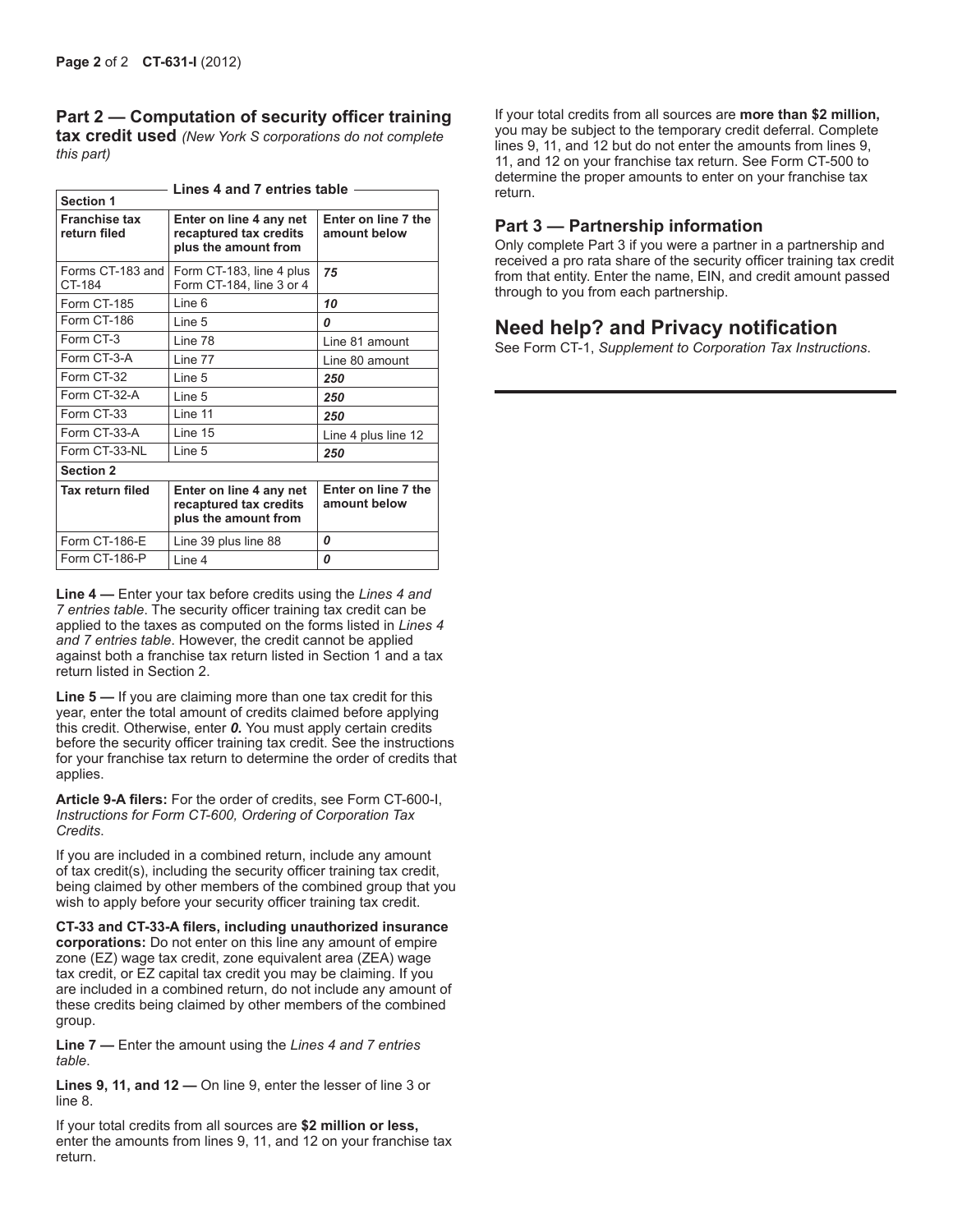## Part 2 — Computation of security officer training tax credit used *(New York S corporations do not complete this part)*

**Lines 4 and 7 entries table**

| **Section 1** | | |
|---|---|---|
| **Franchise tax return filed** | **Enter on line 4 any net recaptured tax credits plus the amount from** | **Enter on line 7 the amount below** |
| Forms CT-183 and CT-184 | Form CT-183, line 4 plus Form CT-184, line 3 or 4 | ***75*** |
| Form CT-185 | Line 6 | ***10*** |
| Form CT-186 | Line 5 | ***0*** |
| Form CT-3 | Line 78 | Line 81 amount |
| Form CT-3-A | Line 77 | Line 80 amount |
| Form CT-32 | Line 5 | ***250*** |
| Form CT-32-A | Line 5 | ***250*** |
| Form CT-33 | Line 11 | ***250*** |
| Form CT-33-A | Line 15 | Line 4 plus line 12 |
| Form CT-33-NL | Line 5 | ***250*** |
| **Section 2** | | |
| **Tax return filed** | **Enter on line 4 any net recaptured tax credits plus the amount from** | **Enter on line 7 the amount below** |
| Form CT-186-E | Line 39 plus line 88 | ***0*** |
| Form CT-186-P | Line 4 | ***0*** |

**Line 4 —** Enter your tax before credits using the *Lines 4 and 7 entries table*. The security officer training tax credit can be applied to the taxes as computed on the forms listed in *Lines 4 and 7 entries table*. However, the credit cannot be applied against both a franchise tax return listed in Section 1 and a tax return listed in Section 2.

**Line 5 —** If you are claiming more than one tax credit for this year, enter the total amount of credits claimed before applying this credit. Otherwise, enter ***0***. You must apply certain credits before the security officer training tax credit. See the instructions for your franchise tax return to determine the order of credits that applies.

**Article 9-A filers:** For the order of credits, see Form CT-600-I, *Instructions for Form CT-600, Ordering of Corporation Tax Credits*.

If you are included in a combined return, include any amount of tax credit(s), including the security officer training tax credit, being claimed by other members of the combined group that you wish to apply before your security officer training tax credit.

**CT-33 and CT-33-A filers, including unauthorized insurance corporations:** Do not enter on this line any amount of empire zone (EZ) wage tax credit, zone equivalent area (ZEA) wage tax credit, or EZ capital tax credit you may be claiming. If you are included in a combined return, do not include any amount of these credits being claimed by other members of the combined group.

**Line 7 —** Enter the amount using the *Lines 4 and 7 entries table*.

**Lines 9, 11, and 12 —** On line 9, enter the lesser of line 3 or line 8.

If your total credits from all sources are **$2 million or less,** enter the amounts from lines 9, 11, and 12 on your franchise tax return.

If your total credits from all sources are **more than $2 million,** you may be subject to the temporary credit deferral. Complete lines 9, 11, and 12 but do not enter the amounts from lines 9, 11, and 12 on your franchise tax return. See Form CT-500 to determine the proper amounts to enter on your franchise tax return.

## Part 3 — Partnership information

Only complete Part 3 if you were a partner in a partnership and received a pro rata share of the security officer training tax credit from that entity. Enter the name, EIN, and credit amount passed through to you from each partnership.

## Need help? and Privacy notification

See Form CT-1, *Supplement to Corporation Tax Instructions*.